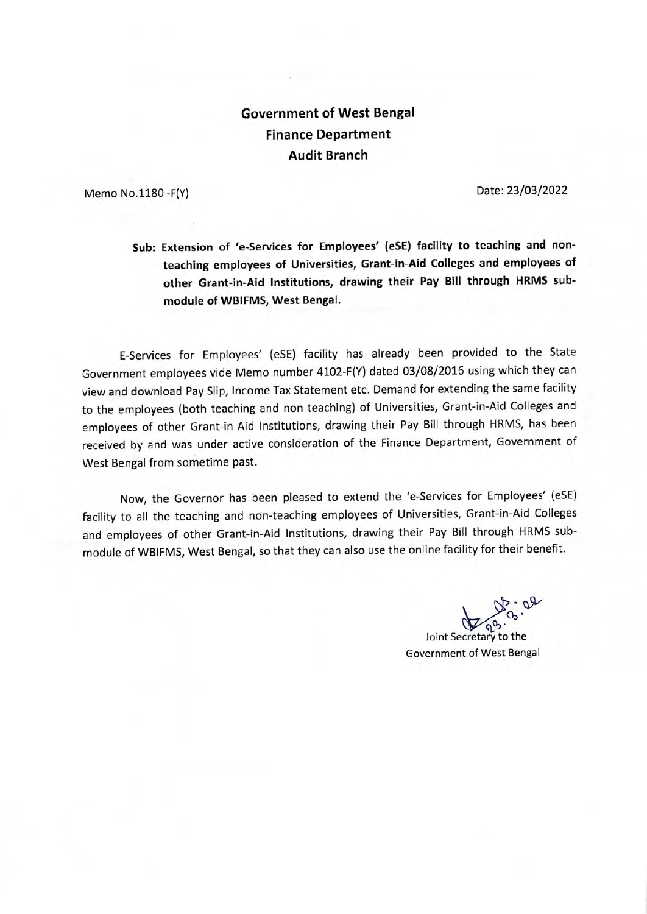**Government of West Bengal**
**Finance Department**
**Audit Branch**

Memo No.1180 -F(Y) Date: 23/03/2022

**Sub: Extension of 'e-Services for Employees' (eSE) facility to teaching and non-teaching employees of Universities, Grant-in-Aid Colleges and employees of other Grant-in-Aid Institutions, drawing their Pay Bill through HRMS sub-module of WBIFMS, West Bengal.**

E-Services for Employees' (eSE) facility has already been provided to the State Government employees vide Memo number 4102-F(Y) dated 03/08/2016 using which they can view and download Pay Slip, Income Tax Statement etc. Demand for extending the same facility to the employees (both teaching and non teaching) of Universities, Grant-in-Aid Colleges and employees of other Grant-in-Aid Institutions, drawing their Pay Bill through HRMS, has been received by and was under active consideration of the Finance Department, Government of West Bengal from sometime past.

Now, the Governor has been pleased to extend the 'e-Services for Employees' (eSE) facility to all the teaching and non-teaching employees of Universities, Grant-in-Aid Colleges and employees of other Grant-in-Aid Institutions, drawing their Pay Bill through HRMS sub-module of WBIFMS, West Bengal, so that they can also use the online facility for their benefit.

Sd/- 23.03.22

Joint Secretary to the
Government of West Bengal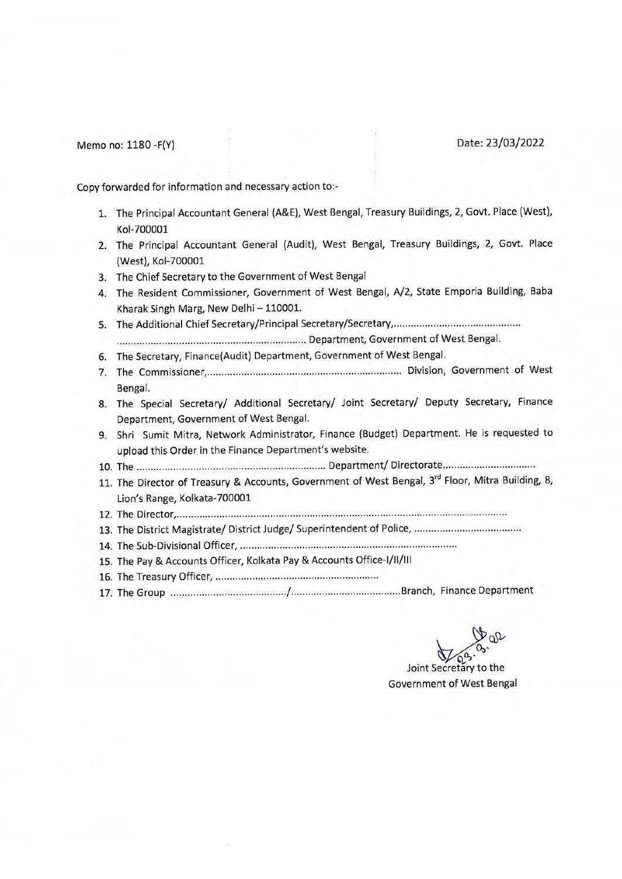Memo no: 1180 -F(Y) Date: 23/03/2022

Copy forwarded for information and necessary action to:-

1. The Principal Accountant General (A&E), West Bengal, Treasury Buildings, 2, Govt. Place (West), Kol-700001
2. The Principal Accountant General (Audit), West Bengal, Treasury Buildings, 2, Govt. Place (West), Kol-700001
3. The Chief Secretary to the Government of West Bengal
4. The Resident Commissioner, Government of West Bengal, A/2, State Emporia Building, Baba Kharak Singh Marg, New Delhi – 110001.
5. The Additional Chief Secretary/Principal Secretary/Secretary,............................................ ................................................................. Department, Government of West Bengal.
6. The Secretary, Finance(Audit) Department, Government of West Bengal.
7. The Commissioner,.................................................................... Division, Government of West Bengal.
8. The Special Secretary/ Additional Secretary/ Joint Secretary/ Deputy Secretary, Finance Department, Government of West Bengal.
9. Shri Sumit Mitra, Network Administrator, Finance (Budget) Department. He is requested to upload this Order in the Finance Department's website.
10. The ................................................................. Department/ Directorate................................
11. The Director of Treasury & Accounts, Government of West Bengal, 3rd Floor, Mitra Building, 8, Lion's Range, Kolkata-700001
12. The Director,..........................................................................................................................
13. The District Magistrate/ District Judge/ Superintendent of Police, ......................................
14. The Sub-Divisional Officer, ...........................................................................
15. The Pay & Accounts Officer, Kolkata Pay & Accounts Office-I/II/III
16. The Treasury Officer, .........................................................
17. The Group ........................................./......................................Branch, Finance Department

23.3.22

Joint Secretary to the
Government of West Bengal